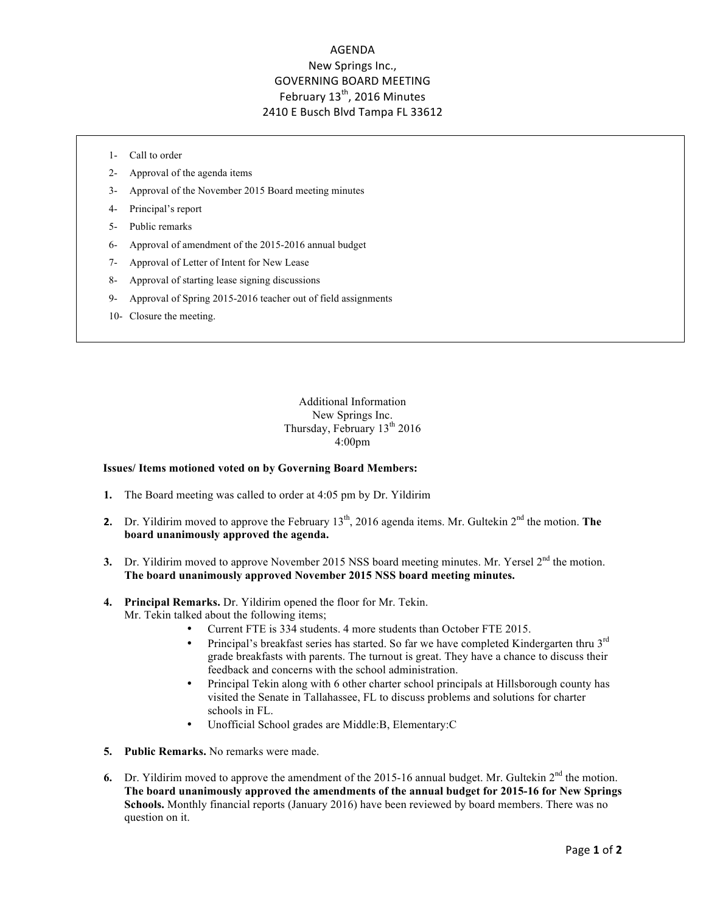# AGENDA

## New Springs Inc.,
## GOVERNING BOARD MEETING
## February 13th, 2016 Minutes
## 2410 E Busch Blvd Tampa FL 33612

1- Call to order
2- Approval of the agenda items
3- Approval of the November 2015 Board meeting minutes
4- Principal's report
5- Public remarks
6- Approval of amendment of the 2015-2016 annual budget
7- Approval of Letter of Intent for New Lease
8- Approval of starting lease signing discussions
9- Approval of Spring 2015-2016 teacher out of field assignments
10- Closure the meeting.

Additional Information
New Springs Inc.
Thursday, February 13th 2016
4:00pm

**Issues/ Items motioned voted on by Governing Board Members:**

1. The Board meeting was called to order at 4:05 pm by Dr. Yildirim

2. Dr. Yildirim moved to approve the February 13th, 2016 agenda items. Mr. Gultekin 2nd the motion. **The board unanimously approved the agenda.**

3. Dr. Yildirim moved to approve November 2015 NSS board meeting minutes. Mr. Yersel 2nd the motion. **The board unanimously approved November 2015 NSS board meeting minutes.**

4. **Principal Remarks.** Dr. Yildirim opened the floor for Mr. Tekin.
   Mr. Tekin talked about the following items;
   - Current FTE is 334 students. 4 more students than October FTE 2015.
   - Principal's breakfast series has started. So far we have completed Kindergarten thru 3rd grade breakfasts with parents. The turnout is great. They have a chance to discuss their feedback and concerns with the school administration.
   - Principal Tekin along with 6 other charter school principals at Hillsborough county has visited the Senate in Tallahassee, FL to discuss problems and solutions for charter schools in FL.
   - Unofficial School grades are Middle:B, Elementary:C

5. **Public Remarks.** No remarks were made.

6. Dr. Yildirim moved to approve the amendment of the 2015-16 annual budget. Mr. Gultekin 2nd the motion. **The board unanimously approved the amendments of the annual budget for 2015-16 for New Springs Schools.** Monthly financial reports (January 2016) have been reviewed by board members. There was no question on it.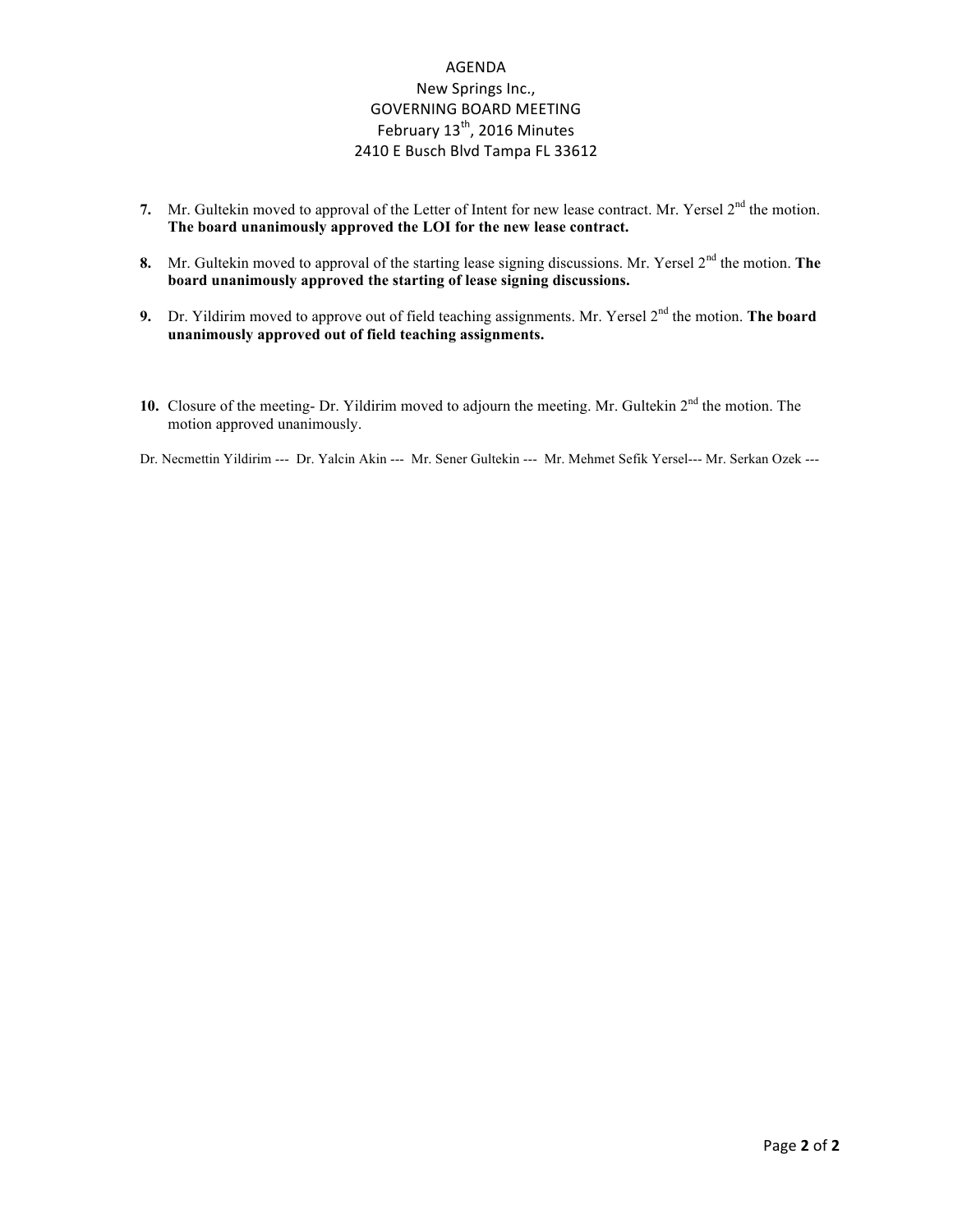AGENDA

New Springs Inc.,

GOVERNING BOARD MEETING

February 13th, 2016 Minutes

2410 E Busch Blvd Tampa FL 33612

7. Mr. Gultekin moved to approval of the Letter of Intent for new lease contract. Mr. Yersel 2nd the motion. **The board unanimously approved the LOI for the new lease contract.**

8. Mr. Gultekin moved to approval of the starting lease signing discussions. Mr. Yersel 2nd the motion. **The board unanimously approved the starting of lease signing discussions.**

9. Dr. Yildirim moved to approve out of field teaching assignments. Mr. Yersel 2nd the motion. **The board unanimously approved out of field teaching assignments.**

10. Closure of the meeting- Dr. Yildirim moved to adjourn the meeting. Mr. Gultekin 2nd the motion. The motion approved unanimously.

Dr. Necmettin Yildirim --- Dr. Yalcin Akin --- Mr. Sener Gultekin --- Mr. Mehmet Sefik Yersel--- Mr. Serkan Ozek ---